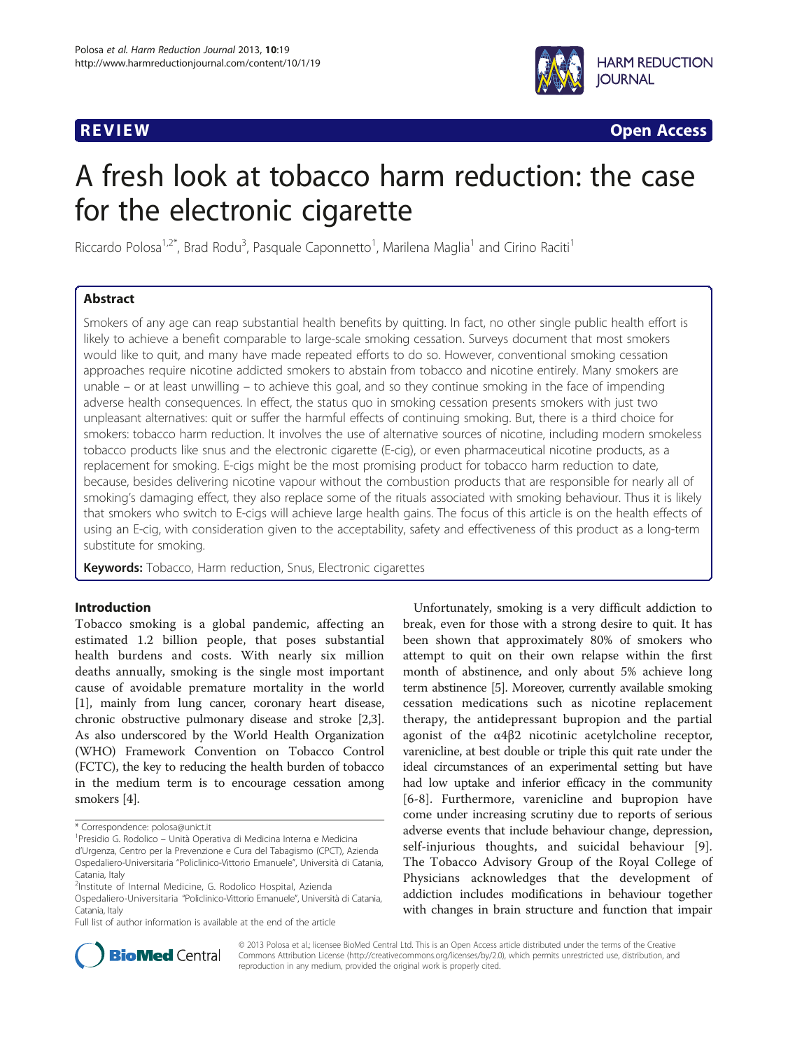REVIEW Open Access

# A fresh look at tobacco harm reduction: the case for the electronic cigarette

Riccardo Polosa[1,2*], Brad Rodu[3], Pasquale Caponnetto[1], Marilena Maglia[1] and Cirino Raciti[1]

## Abstract

Smokers of any age can reap substantial health benefits by quitting. In fact, no other single public health effort is likely to achieve a benefit comparable to large-scale smoking cessation. Surveys document that most smokers would like to quit, and many have made repeated efforts to do so. However, conventional smoking cessation approaches require nicotine addicted smokers to abstain from tobacco and nicotine entirely. Many smokers are unable – or at least unwilling – to achieve this goal, and so they continue smoking in the face of impending adverse health consequences. In effect, the status quo in smoking cessation presents smokers with just two unpleasant alternatives: quit or suffer the harmful effects of continuing smoking. But, there is a third choice for smokers: tobacco harm reduction. It involves the use of alternative sources of nicotine, including modern smokeless tobacco products like snus and the electronic cigarette (E-cig), or even pharmaceutical nicotine products, as a replacement for smoking. E-cigs might be the most promising product for tobacco harm reduction to date, because, besides delivering nicotine vapour without the combustion products that are responsible for nearly all of smoking's damaging effect, they also replace some of the rituals associated with smoking behaviour. Thus it is likely that smokers who switch to E-cigs will achieve large health gains. The focus of this article is on the health effects of using an E-cig, with consideration given to the acceptability, safety and effectiveness of this product as a long-term substitute for smoking.

**Keywords:** Tobacco, Harm reduction, Snus, Electronic cigarettes

## Introduction

Tobacco smoking is a global pandemic, affecting an estimated 1.2 billion people, that poses substantial health burdens and costs. With nearly six million deaths annually, smoking is the single most important cause of avoidable premature mortality in the world [1], mainly from lung cancer, coronary heart disease, chronic obstructive pulmonary disease and stroke [2,3]. As also underscored by the World Health Organization (WHO) Framework Convention on Tobacco Control (FCTC), the key to reducing the health burden of tobacco in the medium term is to encourage cessation among smokers [4].

Unfortunately, smoking is a very difficult addiction to break, even for those with a strong desire to quit. It has been shown that approximately 80% of smokers who attempt to quit on their own relapse within the first month of abstinence, and only about 5% achieve long term abstinence [5]. Moreover, currently available smoking cessation medications such as nicotine replacement therapy, the antidepressant bupropion and the partial agonist of the $\alpha4\beta2$ nicotinic acetylcholine receptor, varenicline, at best double or triple this quit rate under the ideal circumstances of an experimental setting but have had low uptake and inferior efficacy in the community [6-8]. Furthermore, varenicline and bupropion have come under increasing scrutiny due to reports of serious adverse events that include behaviour change, depression, self-injurious thoughts, and suicidal behaviour [9]. The Tobacco Advisory Group of the Royal College of Physicians acknowledges that the development of addiction includes modifications in behaviour together with changes in brain structure and function that impair

\* Correspondence: polosa@unict.it

[1]Presidio G. Rodolico – Unità Operativa di Medicina Interna e Medicina d'Urgenza, Centro per la Prevenzione e Cura del Tabagismo (CPCT), Azienda Ospedaliero-Universitaria "Policlinico-Vittorio Emanuele", Università di Catania, Catania, Italy

[2]Institute of Internal Medicine, G. Rodolico Hospital, Azienda Ospedaliero-Universitaria "Policlinico-Vittorio Emanuele", Università di Catania, Catania, Italy

Full list of author information is available at the end of the article

© 2013 Polosa et al.; licensee BioMed Central Ltd. This is an Open Access article distributed under the terms of the Creative Commons Attribution License (http://creativecommons.org/licenses/by/2.0), which permits unrestricted use, distribution, and reproduction in any medium, provided the original work is properly cited.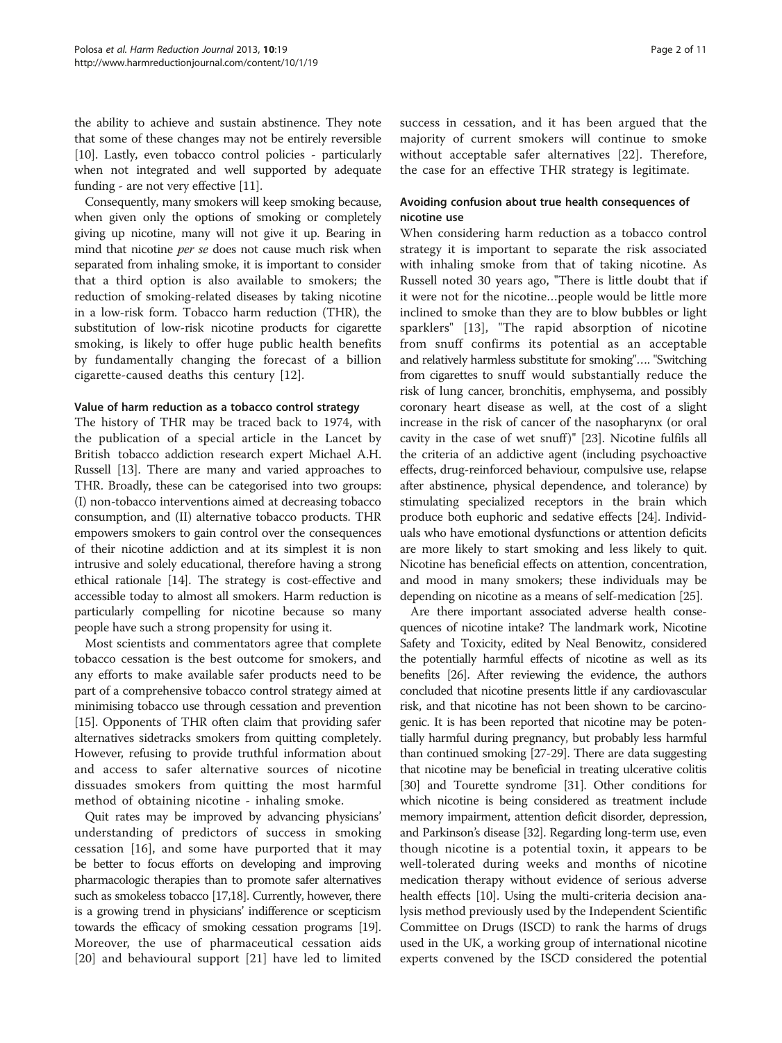the ability to achieve and sustain abstinence. They note that some of these changes may not be entirely reversible [10]. Lastly, even tobacco control policies - particularly when not integrated and well supported by adequate funding - are not very effective [11].

Consequently, many smokers will keep smoking because, when given only the options of smoking or completely giving up nicotine, many will not give it up. Bearing in mind that nicotine *per se* does not cause much risk when separated from inhaling smoke, it is important to consider that a third option is also available to smokers; the reduction of smoking-related diseases by taking nicotine in a low-risk form. Tobacco harm reduction (THR), the substitution of low-risk nicotine products for cigarette smoking, is likely to offer huge public health benefits by fundamentally changing the forecast of a billion cigarette-caused deaths this century [12].

#### Value of harm reduction as a tobacco control strategy

The history of THR may be traced back to 1974, with the publication of a special article in the Lancet by British tobacco addiction research expert Michael A.H. Russell [13]. There are many and varied approaches to THR. Broadly, these can be categorised into two groups: (I) non-tobacco interventions aimed at decreasing tobacco consumption, and (II) alternative tobacco products. THR empowers smokers to gain control over the consequences of their nicotine addiction and at its simplest it is non intrusive and solely educational, therefore having a strong ethical rationale [14]. The strategy is cost-effective and accessible today to almost all smokers. Harm reduction is particularly compelling for nicotine because so many people have such a strong propensity for using it.

Most scientists and commentators agree that complete tobacco cessation is the best outcome for smokers, and any efforts to make available safer products need to be part of a comprehensive tobacco control strategy aimed at minimising tobacco use through cessation and prevention [15]. Opponents of THR often claim that providing safer alternatives sidetracks smokers from quitting completely. However, refusing to provide truthful information about and access to safer alternative sources of nicotine dissuades smokers from quitting the most harmful method of obtaining nicotine - inhaling smoke.

Quit rates may be improved by advancing physicians' understanding of predictors of success in smoking cessation [16], and some have purported that it may be better to focus efforts on developing and improving pharmacologic therapies than to promote safer alternatives such as smokeless tobacco [17,18]. Currently, however, there is a growing trend in physicians' indifference or scepticism towards the efficacy of smoking cessation programs [19]. Moreover, the use of pharmaceutical cessation aids [20] and behavioural support [21] have led to limited success in cessation, and it has been argued that the majority of current smokers will continue to smoke without acceptable safer alternatives [22]. Therefore, the case for an effective THR strategy is legitimate.

#### Avoiding confusion about true health consequences of nicotine use

When considering harm reduction as a tobacco control strategy it is important to separate the risk associated with inhaling smoke from that of taking nicotine. As Russell noted 30 years ago, "There is little doubt that if it were not for the nicotine…people would be little more inclined to smoke than they are to blow bubbles or light sparklers" [13], "The rapid absorption of nicotine from snuff confirms its potential as an acceptable and relatively harmless substitute for smoking"…. "Switching from cigarettes to snuff would substantially reduce the risk of lung cancer, bronchitis, emphysema, and possibly coronary heart disease as well, at the cost of a slight increase in the risk of cancer of the nasopharynx (or oral cavity in the case of wet snuff)" [23]. Nicotine fulfils all the criteria of an addictive agent (including psychoactive effects, drug-reinforced behaviour, compulsive use, relapse after abstinence, physical dependence, and tolerance) by stimulating specialized receptors in the brain which produce both euphoric and sedative effects [24]. Individuals who have emotional dysfunctions or attention deficits are more likely to start smoking and less likely to quit. Nicotine has beneficial effects on attention, concentration, and mood in many smokers; these individuals may be depending on nicotine as a means of self-medication [25].

Are there important associated adverse health consequences of nicotine intake? The landmark work, Nicotine Safety and Toxicity, edited by Neal Benowitz, considered the potentially harmful effects of nicotine as well as its benefits [26]. After reviewing the evidence, the authors concluded that nicotine presents little if any cardiovascular risk, and that nicotine has not been shown to be carcinogenic. It is has been reported that nicotine may be potentially harmful during pregnancy, but probably less harmful than continued smoking [27-29]. There are data suggesting that nicotine may be beneficial in treating ulcerative colitis [30] and Tourette syndrome [31]. Other conditions for which nicotine is being considered as treatment include memory impairment, attention deficit disorder, depression, and Parkinson's disease [32]. Regarding long-term use, even though nicotine is a potential toxin, it appears to be well-tolerated during weeks and months of nicotine medication therapy without evidence of serious adverse health effects [10]. Using the multi-criteria decision analysis method previously used by the Independent Scientific Committee on Drugs (ISCD) to rank the harms of drugs used in the UK, a working group of international nicotine experts convened by the ISCD considered the potential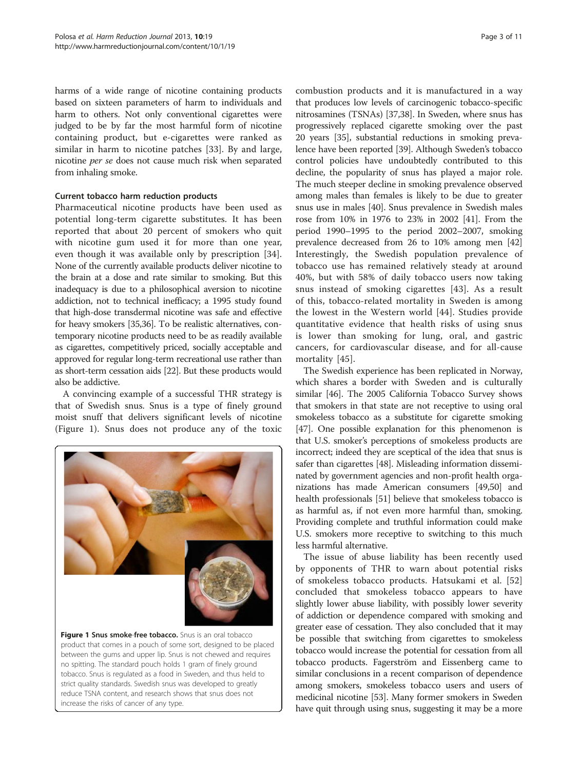harms of a wide range of nicotine containing products based on sixteen parameters of harm to individuals and harm to others. Not only conventional cigarettes were judged to be by far the most harmful form of nicotine containing product, but e-cigarettes were ranked as similar in harm to nicotine patches [33]. By and large, nicotine *per se* does not cause much risk when separated from inhaling smoke.

### Current tobacco harm reduction products

Pharmaceutical nicotine products have been used as potential long-term cigarette substitutes. It has been reported that about 20 percent of smokers who quit with nicotine gum used it for more than one year, even though it was available only by prescription [34]. None of the currently available products deliver nicotine to the brain at a dose and rate similar to smoking. But this inadequacy is due to a philosophical aversion to nicotine addiction, not to technical inefficacy; a 1995 study found that high-dose transdermal nicotine was safe and effective for heavy smokers [35,36]. To be realistic alternatives, contemporary nicotine products need to be as readily available as cigarettes, competitively priced, socially acceptable and approved for regular long-term recreational use rather than as short-term cessation aids [22]. But these products would also be addictive.

A convincing example of a successful THR strategy is that of Swedish snus. Snus is a type of finely ground moist snuff that delivers significant levels of nicotine (Figure 1). Snus does not produce any of the toxic combustion products and it is manufactured in a way that produces low levels of carcinogenic tobacco-specific nitrosamines (TSNAs) [37,38]. In Sweden, where snus has progressively replaced cigarette smoking over the past 20 years [35], substantial reductions in smoking prevalence have been reported [39]. Although Sweden's tobacco control policies have undoubtedly contributed to this decline, the popularity of snus has played a major role. The much steeper decline in smoking prevalence observed among males than females is likely to be due to greater snus use in males [40]. Snus prevalence in Swedish males rose from 10% in 1976 to 23% in 2002 [41]. From the period 1990–1995 to the period 2002–2007, smoking prevalence decreased from 26 to 10% among men [42] Interestingly, the Swedish population prevalence of tobacco use has remained relatively steady at around 40%, but with 58% of daily tobacco users now taking snus instead of smoking cigarettes [43]. As a result of this, tobacco-related mortality in Sweden is among the lowest in the Western world [44]. Studies provide quantitative evidence that health risks of using snus is lower than smoking for lung, oral, and gastric cancers, for cardiovascular disease, and for all-cause mortality [45].

**Figure 1 Snus smoke-free tobacco.** Snus is an oral tobacco product that comes in a pouch of some sort, designed to be placed between the gums and upper lip. Snus is not chewed and requires no spitting. The standard pouch holds 1 gram of finely ground tobacco. Snus is regulated as a food in Sweden, and thus held to strict quality standards. Swedish snus was developed to greatly reduce TSNA content, and research shows that snus does not increase the risks of cancer of any type.

The Swedish experience has been replicated in Norway, which shares a border with Sweden and is culturally similar [46]. The 2005 California Tobacco Survey shows that smokers in that state are not receptive to using oral smokeless tobacco as a substitute for cigarette smoking [47]. One possible explanation for this phenomenon is that U.S. smoker's perceptions of smokeless products are incorrect; indeed they are sceptical of the idea that snus is safer than cigarettes [48]. Misleading information disseminated by government agencies and non-profit health organizations has made American consumers [49,50] and health professionals [51] believe that smokeless tobacco is as harmful as, if not even more harmful than, smoking. Providing complete and truthful information could make U.S. smokers more receptive to switching to this much less harmful alternative.

The issue of abuse liability has been recently used by opponents of THR to warn about potential risks of smokeless tobacco products. Hatsukami et al. [52] concluded that smokeless tobacco appears to have slightly lower abuse liability, with possibly lower severity of addiction or dependence compared with smoking and greater ease of cessation. They also concluded that it may be possible that switching from cigarettes to smokeless tobacco would increase the potential for cessation from all tobacco products. Fagerström and Eissenberg came to similar conclusions in a recent comparison of dependence among smokers, smokeless tobacco users and users of medicinal nicotine [53]. Many former smokers in Sweden have quit through using snus, suggesting it may be a more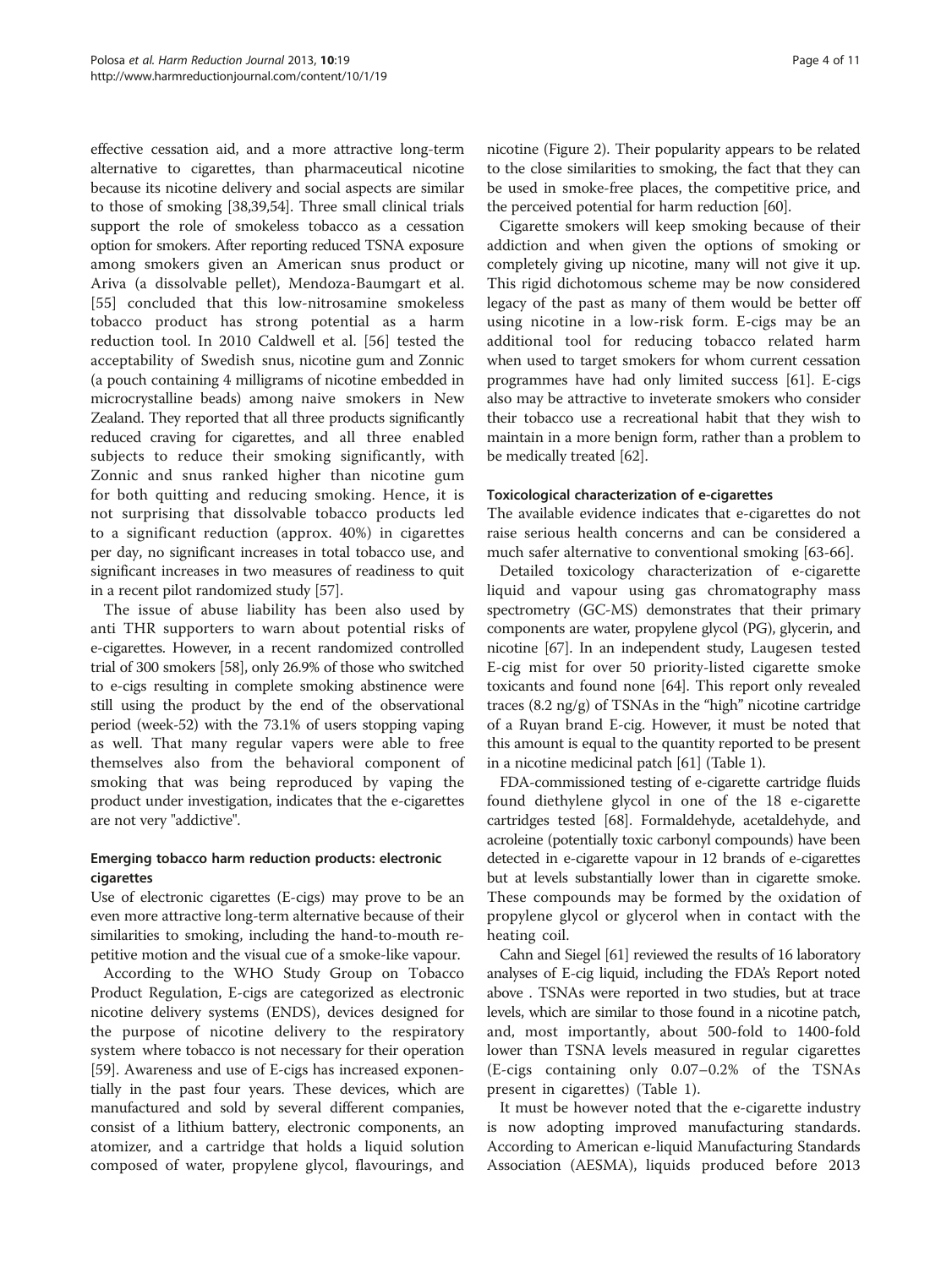effective cessation aid, and a more attractive long-term alternative to cigarettes, than pharmaceutical nicotine because its nicotine delivery and social aspects are similar to those of smoking [38,39,54]. Three small clinical trials support the role of smokeless tobacco as a cessation option for smokers. After reporting reduced TSNA exposure among smokers given an American snus product or Ariva (a dissolvable pellet), Mendoza-Baumgart et al. [55] concluded that this low-nitrosamine smokeless tobacco product has strong potential as a harm reduction tool. In 2010 Caldwell et al. [56] tested the acceptability of Swedish snus, nicotine gum and Zonnic (a pouch containing 4 milligrams of nicotine embedded in microcrystalline beads) among naive smokers in New Zealand. They reported that all three products significantly reduced craving for cigarettes, and all three enabled subjects to reduce their smoking significantly, with Zonnic and snus ranked higher than nicotine gum for both quitting and reducing smoking. Hence, it is not surprising that dissolvable tobacco products led to a significant reduction (approx. 40%) in cigarettes per day, no significant increases in total tobacco use, and significant increases in two measures of readiness to quit in a recent pilot randomized study [57].

The issue of abuse liability has been also used by anti THR supporters to warn about potential risks of e-cigarettes. However, in a recent randomized controlled trial of 300 smokers [58], only 26.9% of those who switched to e-cigs resulting in complete smoking abstinence were still using the product by the end of the observational period (week-52) with the 73.1% of users stopping vaping as well. That many regular vapers were able to free themselves also from the behavioral component of smoking that was being reproduced by vaping the product under investigation, indicates that the e-cigarettes are not very "addictive".

### Emerging tobacco harm reduction products: electronic cigarettes

Use of electronic cigarettes (E-cigs) may prove to be an even more attractive long-term alternative because of their similarities to smoking, including the hand-to-mouth repetitive motion and the visual cue of a smoke-like vapour.

According to the WHO Study Group on Tobacco Product Regulation, E-cigs are categorized as electronic nicotine delivery systems (ENDS), devices designed for the purpose of nicotine delivery to the respiratory system where tobacco is not necessary for their operation [59]. Awareness and use of E-cigs has increased exponentially in the past four years. These devices, which are manufactured and sold by several different companies, consist of a lithium battery, electronic components, an atomizer, and a cartridge that holds a liquid solution composed of water, propylene glycol, flavourings, and nicotine (Figure 2). Their popularity appears to be related to the close similarities to smoking, the fact that they can be used in smoke-free places, the competitive price, and the perceived potential for harm reduction [60].

Cigarette smokers will keep smoking because of their addiction and when given the options of smoking or completely giving up nicotine, many will not give it up. This rigid dichotomous scheme may be now considered legacy of the past as many of them would be better off using nicotine in a low-risk form. E-cigs may be an additional tool for reducing tobacco related harm when used to target smokers for whom current cessation programmes have had only limited success [61]. E-cigs also may be attractive to inveterate smokers who consider their tobacco use a recreational habit that they wish to maintain in a more benign form, rather than a problem to be medically treated [62].

### Toxicological characterization of e-cigarettes

The available evidence indicates that e-cigarettes do not raise serious health concerns and can be considered a much safer alternative to conventional smoking [63-66].

Detailed toxicology characterization of e-cigarette liquid and vapour using gas chromatography mass spectrometry (GC-MS) demonstrates that their primary components are water, propylene glycol (PG), glycerin, and nicotine [67]. In an independent study, Laugesen tested E-cig mist for over 50 priority-listed cigarette smoke toxicants and found none [64]. This report only revealed traces (8.2 ng/g) of TSNAs in the "high" nicotine cartridge of a Ruyan brand E-cig. However, it must be noted that this amount is equal to the quantity reported to be present in a nicotine medicinal patch [61] (Table 1).

FDA-commissioned testing of e-cigarette cartridge fluids found diethylene glycol in one of the 18 e-cigarette cartridges tested [68]. Formaldehyde, acetaldehyde, and acroleine (potentially toxic carbonyl compounds) have been detected in e-cigarette vapour in 12 brands of e-cigarettes but at levels substantially lower than in cigarette smoke. These compounds may be formed by the oxidation of propylene glycol or glycerol when in contact with the heating coil.

Cahn and Siegel [61] reviewed the results of 16 laboratory analyses of E-cig liquid, including the FDA's Report noted above . TSNAs were reported in two studies, but at trace levels, which are similar to those found in a nicotine patch, and, most importantly, about 500-fold to 1400-fold lower than TSNA levels measured in regular cigarettes (E-cigs containing only 0.07–0.2% of the TSNAs present in cigarettes) (Table 1).

It must be however noted that the e-cigarette industry is now adopting improved manufacturing standards. According to American e-liquid Manufacturing Standards Association (AESMA), liquids produced before 2013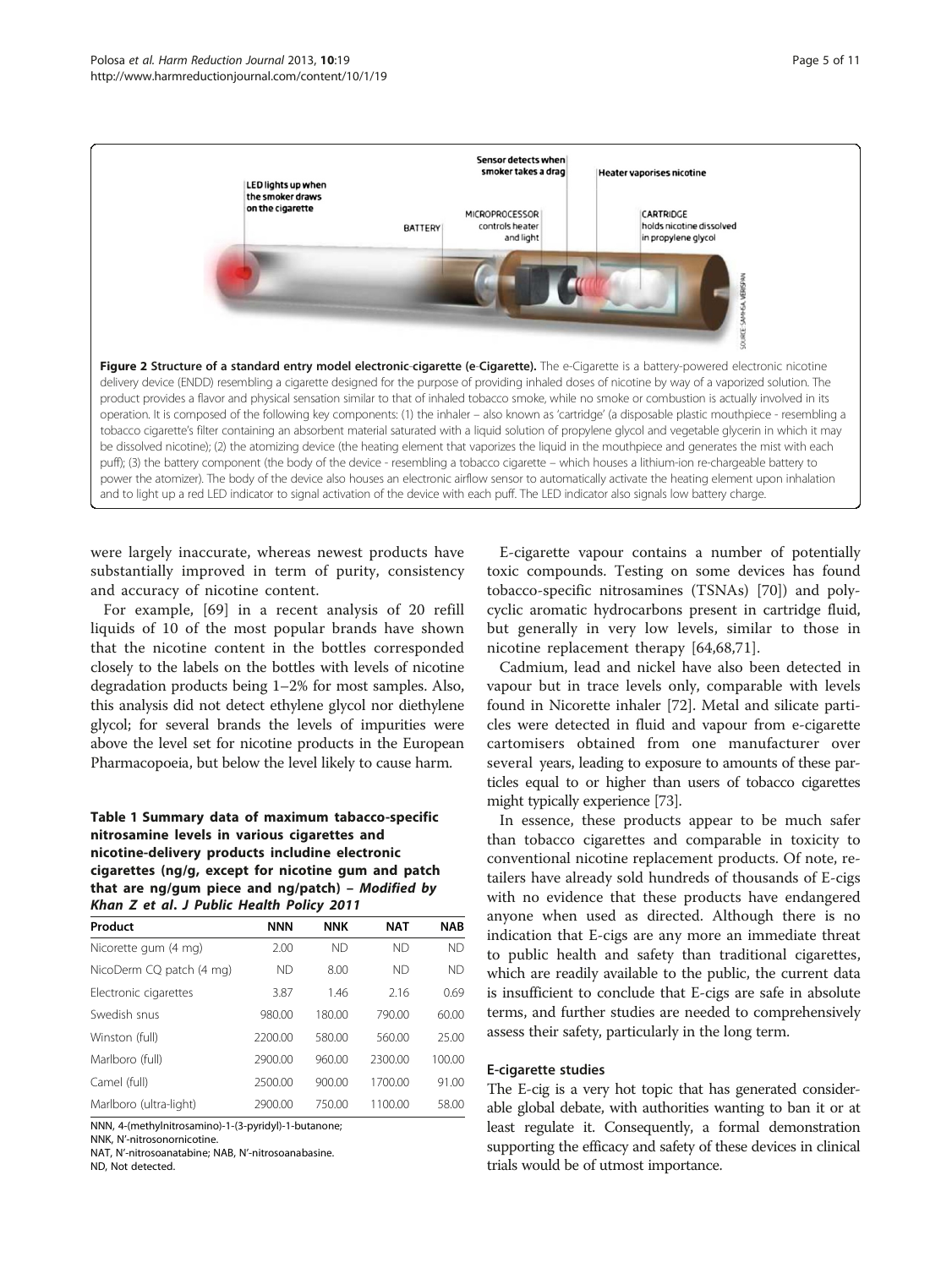Figure 2 Structure of a standard entry model electronic-cigarette (e-Cigarette). The e-Cigarette is a battery-powered electronic nicotine delivery device (ENDD) resembling a cigarette designed for the purpose of providing inhaled doses of nicotine by way of a vaporized solution. The product provides a flavor and physical sensation similar to that of inhaled tobacco smoke, while no smoke or combustion is actually involved in its operation. It is composed of the following key components: (1) the inhaler – also known as 'cartridge' (a disposable plastic mouthpiece - resembling a tobacco cigarette's filter containing an absorbent material saturated with a liquid solution of propylene glycol and vegetable glycerin in which it may be dissolved nicotine); (2) the atomizing device (the heating element that vaporizes the liquid in the mouthpiece and generates the mist with each puff); (3) the battery component (the body of the device - resembling a tobacco cigarette – which houses a lithium-ion re-chargeable battery to power the atomizer). The body of the device also houses an electronic airflow sensor to automatically activate the heating element upon inhalation and to light up a red LED indicator to signal activation of the device with each puff. The LED indicator also signals low battery charge.

were largely inaccurate, whereas newest products have substantially improved in term of purity, consistency and accuracy of nicotine content.

For example, [69] in a recent analysis of 20 refill liquids of 10 of the most popular brands have shown that the nicotine content in the bottles corresponded closely to the labels on the bottles with levels of nicotine degradation products being 1–2% for most samples. Also, this analysis did not detect ethylene glycol nor diethylene glycol; for several brands the levels of impurities were above the level set for nicotine products in the European Pharmacopoeia, but below the level likely to cause harm.

**Table 1 Summary data of maximum tobacco-specific nitrosamine levels in various cigarettes and nicotine-delivery products includine electronic cigarettes (ng/g, except for nicotine gum and patch that are ng/gum piece and ng/patch) – Modified by Khan Z et al. J Public Health Policy 2011**

| Product | NNN | NNK | NAT | NAB |
|---|---|---|---|---|
| Nicorette gum (4 mg) | 2.00 | ND | ND | ND |
| NicoDerm CQ patch (4 mg) | ND | 8.00 | ND | ND |
| Electronic cigarettes | 3.87 | 1.46 | 2.16 | 0.69 |
| Swedish snus | 980.00 | 180.00 | 790.00 | 60.00 |
| Winston (full) | 2200.00 | 580.00 | 560.00 | 25.00 |
| Marlboro (full) | 2900.00 | 960.00 | 2300.00 | 100.00 |
| Camel (full) | 2500.00 | 900.00 | 1700.00 | 91.00 |
| Marlboro (ultra-light) | 2900.00 | 750.00 | 1100.00 | 58.00 |

NNN, 4-(methylnitrosamino)-1-(3-pyridyl)-1-butanone;
NNK, N'-nitrosonornicotine.
NAT, N'-nitrosoanatabine; NAB, N'-nitrosoanabasine.
ND, Not detected.

E-cigarette vapour contains a number of potentially toxic compounds. Testing on some devices has found tobacco-specific nitrosamines (TSNAs) [70]) and polycyclic aromatic hydrocarbons present in cartridge fluid, but generally in very low levels, similar to those in nicotine replacement therapy [64,68,71].

Cadmium, lead and nickel have also been detected in vapour but in trace levels only, comparable with levels found in Nicorette inhaler [72]. Metal and silicate particles were detected in fluid and vapour from e-cigarette cartomisers obtained from one manufacturer over several years, leading to exposure to amounts of these particles equal to or higher than users of tobacco cigarettes might typically experience [73].

In essence, these products appear to be much safer than tobacco cigarettes and comparable in toxicity to conventional nicotine replacement products. Of note, retailers have already sold hundreds of thousands of E-cigs with no evidence that these products have endangered anyone when used as directed. Although there is no indication that E-cigs are any more an immediate threat to public health and safety than traditional cigarettes, which are readily available to the public, the current data is insufficient to conclude that E-cigs are safe in absolute terms, and further studies are needed to comprehensively assess their safety, particularly in the long term.

### E-cigarette studies

The E-cig is a very hot topic that has generated considerable global debate, with authorities wanting to ban it or at least regulate it. Consequently, a formal demonstration supporting the efficacy and safety of these devices in clinical trials would be of utmost importance.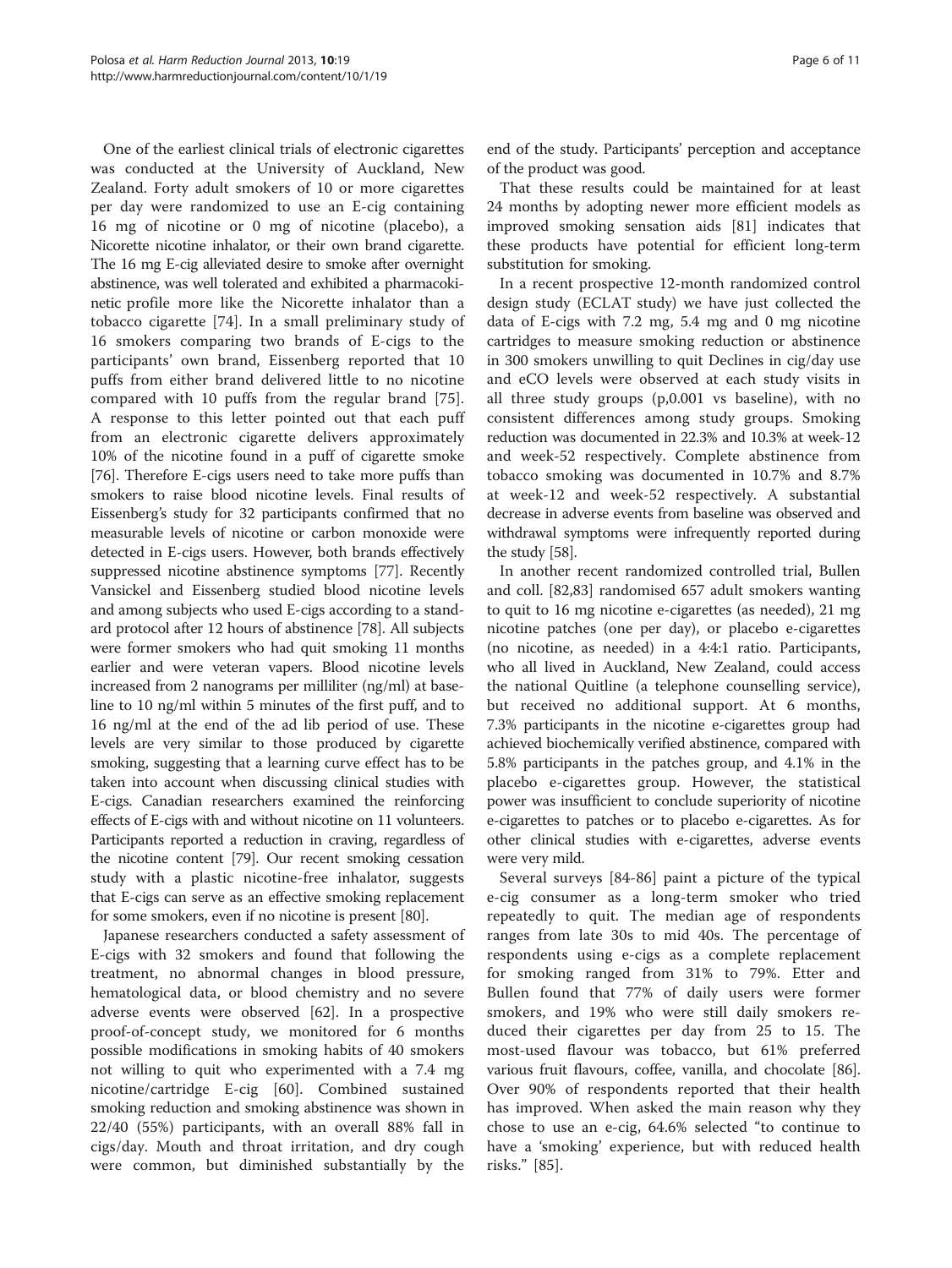One of the earliest clinical trials of electronic cigarettes was conducted at the University of Auckland, New Zealand. Forty adult smokers of 10 or more cigarettes per day were randomized to use an E-cig containing 16 mg of nicotine or 0 mg of nicotine (placebo), a Nicorette nicotine inhalator, or their own brand cigarette. The 16 mg E-cig alleviated desire to smoke after overnight abstinence, was well tolerated and exhibited a pharmacokinetic profile more like the Nicorette inhalator than a tobacco cigarette [74]. In a small preliminary study of 16 smokers comparing two brands of E-cigs to the participants' own brand, Eissenberg reported that 10 puffs from either brand delivered little to no nicotine compared with 10 puffs from the regular brand [75]. A response to this letter pointed out that each puff from an electronic cigarette delivers approximately 10% of the nicotine found in a puff of cigarette smoke [76]. Therefore E-cigs users need to take more puffs than smokers to raise blood nicotine levels. Final results of Eissenberg's study for 32 participants confirmed that no measurable levels of nicotine or carbon monoxide were detected in E-cigs users. However, both brands effectively suppressed nicotine abstinence symptoms [77]. Recently Vansickel and Eissenberg studied blood nicotine levels and among subjects who used E-cigs according to a standard protocol after 12 hours of abstinence [78]. All subjects were former smokers who had quit smoking 11 months earlier and were veteran vapers. Blood nicotine levels increased from 2 nanograms per milliliter (ng/ml) at baseline to 10 ng/ml within 5 minutes of the first puff, and to 16 ng/ml at the end of the ad lib period of use. These levels are very similar to those produced by cigarette smoking, suggesting that a learning curve effect has to be taken into account when discussing clinical studies with E-cigs. Canadian researchers examined the reinforcing effects of E-cigs with and without nicotine on 11 volunteers. Participants reported a reduction in craving, regardless of the nicotine content [79]. Our recent smoking cessation study with a plastic nicotine-free inhalator, suggests that E-cigs can serve as an effective smoking replacement for some smokers, even if no nicotine is present [80].

Japanese researchers conducted a safety assessment of E-cigs with 32 smokers and found that following the treatment, no abnormal changes in blood pressure, hematological data, or blood chemistry and no severe adverse events were observed [62]. In a prospective proof-of-concept study, we monitored for 6 months possible modifications in smoking habits of 40 smokers not willing to quit who experimented with a 7.4 mg nicotine/cartridge E-cig [60]. Combined sustained smoking reduction and smoking abstinence was shown in 22/40 (55%) participants, with an overall 88% fall in cigs/day. Mouth and throat irritation, and dry cough were common, but diminished substantially by the end of the study. Participants' perception and acceptance of the product was good.

That these results could be maintained for at least 24 months by adopting newer more efficient models as improved smoking sensation aids [81] indicates that these products have potential for efficient long-term substitution for smoking.

In a recent prospective 12-month randomized control design study (ECLAT study) we have just collected the data of E-cigs with 7.2 mg, 5.4 mg and 0 mg nicotine cartridges to measure smoking reduction or abstinence in 300 smokers unwilling to quit Declines in cig/day use and eCO levels were observed at each study visits in all three study groups (p,0.001 vs baseline), with no consistent differences among study groups. Smoking reduction was documented in 22.3% and 10.3% at week-12 and week-52 respectively. Complete abstinence from tobacco smoking was documented in 10.7% and 8.7% at week-12 and week-52 respectively. A substantial decrease in adverse events from baseline was observed and withdrawal symptoms were infrequently reported during the study [58].

In another recent randomized controlled trial, Bullen and coll. [82,83] randomised 657 adult smokers wanting to quit to 16 mg nicotine e-cigarettes (as needed), 21 mg nicotine patches (one per day), or placebo e-cigarettes (no nicotine, as needed) in a 4:4:1 ratio. Participants, who all lived in Auckland, New Zealand, could access the national Quitline (a telephone counselling service), but received no additional support. At 6 months, 7.3% participants in the nicotine e-cigarettes group had achieved biochemically verified abstinence, compared with 5.8% participants in the patches group, and 4.1% in the placebo e-cigarettes group. However, the statistical power was insufficient to conclude superiority of nicotine e-cigarettes to patches or to placebo e-cigarettes. As for other clinical studies with e-cigarettes, adverse events were very mild.

Several surveys [84-86] paint a picture of the typical e-cig consumer as a long-term smoker who tried repeatedly to quit. The median age of respondents ranges from late 30s to mid 40s. The percentage of respondents using e-cigs as a complete replacement for smoking ranged from 31% to 79%. Etter and Bullen found that 77% of daily users were former smokers, and 19% who were still daily smokers reduced their cigarettes per day from 25 to 15. The most-used flavour was tobacco, but 61% preferred various fruit flavours, coffee, vanilla, and chocolate [86]. Over 90% of respondents reported that their health has improved. When asked the main reason why they chose to use an e-cig, 64.6% selected "to continue to have a 'smoking' experience, but with reduced health risks." [85].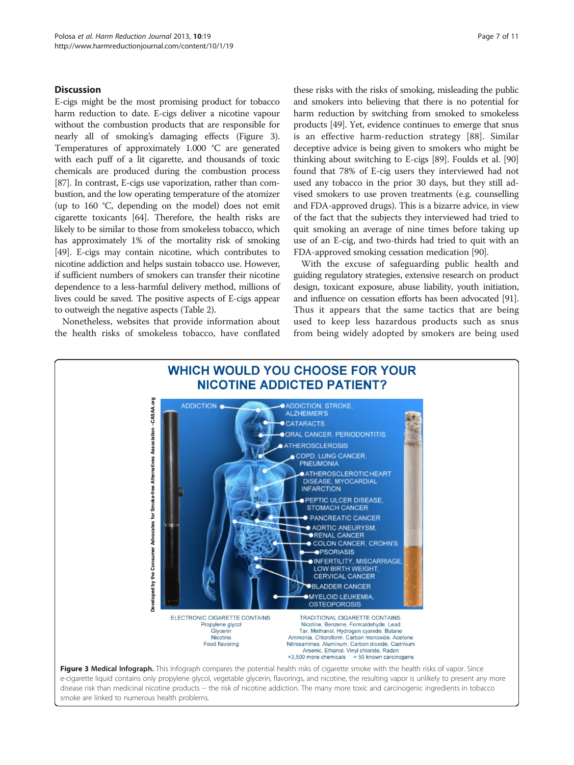## Discussion

E-cigs might be the most promising product for tobacco harm reduction to date. E-cigs deliver a nicotine vapour without the combustion products that are responsible for nearly all of smoking's damaging effects (Figure 3). Temperatures of approximately 1.000 °C are generated with each puff of a lit cigarette, and thousands of toxic chemicals are produced during the combustion process [87]. In contrast, E-cigs use vaporization, rather than combustion, and the low operating temperature of the atomizer (up to 160 °C, depending on the model) does not emit cigarette toxicants [64]. Therefore, the health risks are likely to be similar to those from smokeless tobacco, which has approximately 1% of the mortality risk of smoking [49]. E-cigs may contain nicotine, which contributes to nicotine addiction and helps sustain tobacco use. However, if sufficient numbers of smokers can transfer their nicotine dependence to a less-harmful delivery method, millions of lives could be saved. The positive aspects of E-cigs appear to outweigh the negative aspects (Table 2).

Nonetheless, websites that provide information about the health risks of smokeless tobacco, have conflated these risks with the risks of smoking, misleading the public and smokers into believing that there is no potential for harm reduction by switching from smoked to smokeless products [49]. Yet, evidence continues to emerge that snus is an effective harm-reduction strategy [88]. Similar deceptive advice is being given to smokers who might be thinking about switching to E-cigs [89]. Foulds et al. [90] found that 78% of E-cig users they interviewed had not used any tobacco in the prior 30 days, but they still advised smokers to use proven treatments (e.g. counselling and FDA-approved drugs). This is a bizarre advice, in view of the fact that the subjects they interviewed had tried to quit smoking an average of nine times before taking up use of an E-cig, and two-thirds had tried to quit with an FDA-approved smoking cessation medication [90].

With the excuse of safeguarding public health and guiding regulatory strategies, extensive research on product design, toxicant exposure, abuse liability, youth initiation, and influence on cessation efforts has been advocated [91]. Thus it appears that the same tactics that are being used to keep less hazardous products such as snus from being widely adopted by smokers are being used

**Figure 3 Medical Infograph.** This Infograph compares the potential health risks of cigarette smoke with the health risks of vapor. Since e-cigarette liquid contains only propylene glycol, vegetable glycerin, flavorings, and nicotine, the resulting vapor is unlikely to present any more disease risk than medicinal nicotine products -- the risk of nicotine addiction. The many more toxic and carcinogenic ingredients in tobacco smoke are linked to numerous health problems.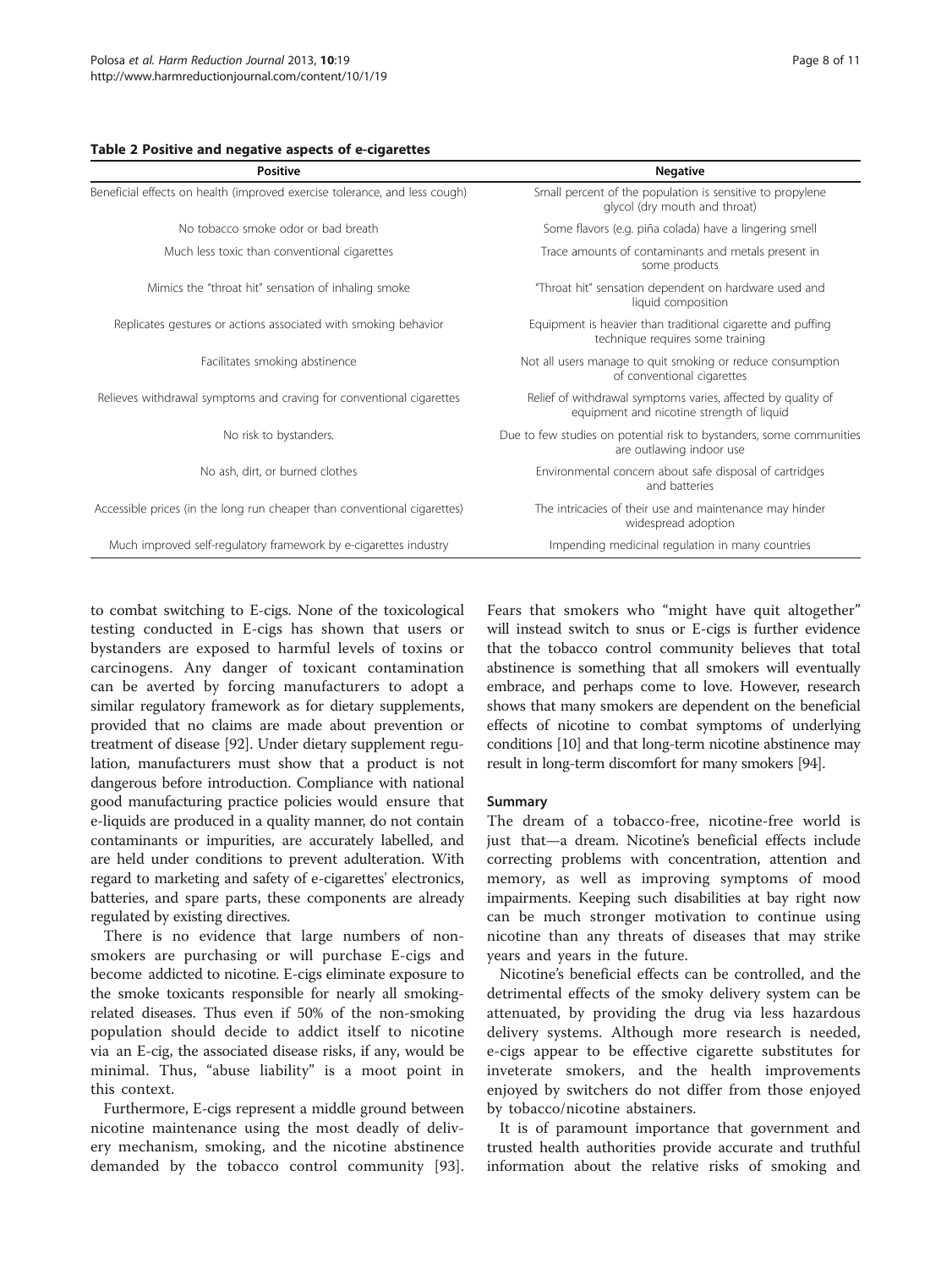**Table 2 Positive and negative aspects of e-cigarettes**

| Positive | Negative |
|---|---|
| Beneficial effects on health (improved exercise tolerance, and less cough) | Small percent of the population is sensitive to propylene glycol (dry mouth and throat) |
| No tobacco smoke odor or bad breath | Some flavors (e.g. piña colada) have a lingering smell |
| Much less toxic than conventional cigarettes | Trace amounts of contaminants and metals present in some products |
| Mimics the "throat hit" sensation of inhaling smoke | "Throat hit" sensation dependent on hardware used and liquid composition |
| Replicates gestures or actions associated with smoking behavior | Equipment is heavier than traditional cigarette and puffing technique requires some training |
| Facilitates smoking abstinence | Not all users manage to quit smoking or reduce consumption of conventional cigarettes |
| Relieves withdrawal symptoms and craving for conventional cigarettes | Relief of withdrawal symptoms varies, affected by quality of equipment and nicotine strength of liquid |
| No risk to bystanders. | Due to few studies on potential risk to bystanders, some communities are outlawing indoor use |
| No ash, dirt, or burned clothes | Environmental concern about safe disposal of cartridges and batteries |
| Accessible prices (in the long run cheaper than conventional cigarettes) | The intricacies of their use and maintenance may hinder widespread adoption |
| Much improved self-regulatory framework by e-cigarettes industry | Impending medicinal regulation in many countries |

to combat switching to E-cigs. None of the toxicological testing conducted in E-cigs has shown that users or bystanders are exposed to harmful levels of toxins or carcinogens. Any danger of toxicant contamination can be averted by forcing manufacturers to adopt a similar regulatory framework as for dietary supplements, provided that no claims are made about prevention or treatment of disease [92]. Under dietary supplement regulation, manufacturers must show that a product is not dangerous before introduction. Compliance with national good manufacturing practice policies would ensure that e-liquids are produced in a quality manner, do not contain contaminants or impurities, are accurately labelled, and are held under conditions to prevent adulteration. With regard to marketing and safety of e-cigarettes' electronics, batteries, and spare parts, these components are already regulated by existing directives.

There is no evidence that large numbers of non-smokers are purchasing or will purchase E-cigs and become addicted to nicotine. E-cigs eliminate exposure to the smoke toxicants responsible for nearly all smoking-related diseases. Thus even if 50% of the non-smoking population should decide to addict itself to nicotine via an E-cig, the associated disease risks, if any, would be minimal. Thus, "abuse liability" is a moot point in this context.

Furthermore, E-cigs represent a middle ground between nicotine maintenance using the most deadly of delivery mechanism, smoking, and the nicotine abstinence demanded by the tobacco control community [93]. Fears that smokers who "might have quit altogether" will instead switch to snus or E-cigs is further evidence that the tobacco control community believes that total abstinence is something that all smokers will eventually embrace, and perhaps come to love. However, research shows that many smokers are dependent on the beneficial effects of nicotine to combat symptoms of underlying conditions [10] and that long-term nicotine abstinence may result in long-term discomfort for many smokers [94].

## Summary

The dream of a tobacco-free, nicotine-free world is just that—a dream. Nicotine's beneficial effects include correcting problems with concentration, attention and memory, as well as improving symptoms of mood impairments. Keeping such disabilities at bay right now can be much stronger motivation to continue using nicotine than any threats of diseases that may strike years and years in the future.

Nicotine's beneficial effects can be controlled, and the detrimental effects of the smoky delivery system can be attenuated, by providing the drug via less hazardous delivery systems. Although more research is needed, e-cigs appear to be effective cigarette substitutes for inveterate smokers, and the health improvements enjoyed by switchers do not differ from those enjoyed by tobacco/nicotine abstainers.

It is of paramount importance that government and trusted health authorities provide accurate and truthful information about the relative risks of smoking and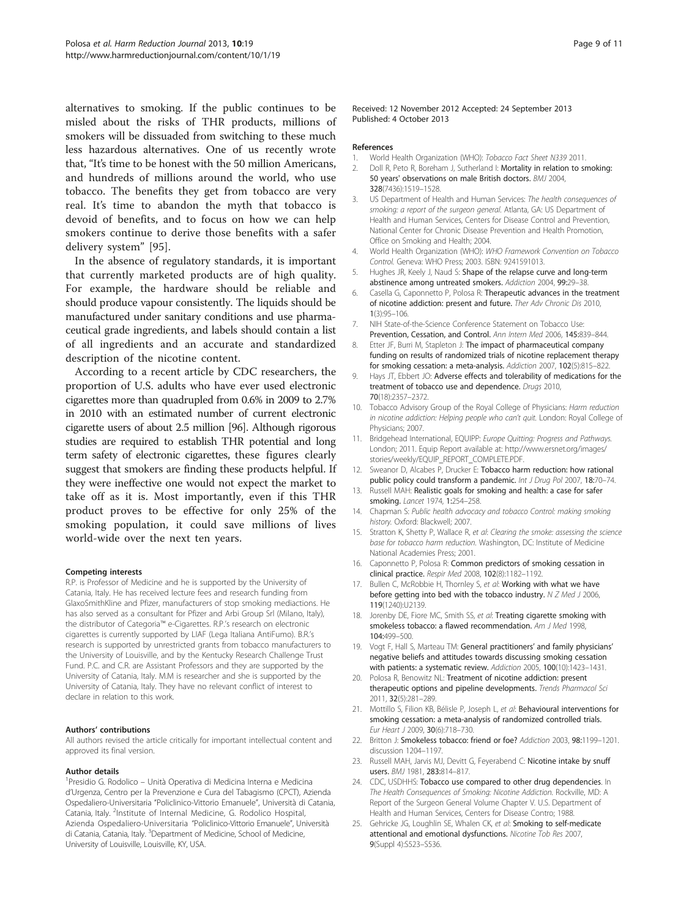alternatives to smoking. If the public continues to be misled about the risks of THR products, millions of smokers will be dissuaded from switching to these much less hazardous alternatives. One of us recently wrote that, "It's time to be honest with the 50 million Americans, and hundreds of millions around the world, who use tobacco. The benefits they get from tobacco are very real. It's time to abandon the myth that tobacco is devoid of benefits, and to focus on how we can help smokers continue to derive those benefits with a safer delivery system" [95].

In the absence of regulatory standards, it is important that currently marketed products are of high quality. For example, the hardware should be reliable and should produce vapour consistently. The liquids should be manufactured under sanitary conditions and use pharmaceutical grade ingredients, and labels should contain a list of all ingredients and an accurate and standardized description of the nicotine content.

According to a recent article by CDC researchers, the proportion of U.S. adults who have ever used electronic cigarettes more than quadrupled from 0.6% in 2009 to 2.7% in 2010 with an estimated number of current electronic cigarette users of about 2.5 million [96]. Although rigorous studies are required to establish THR potential and long term safety of electronic cigarettes, these figures clearly suggest that smokers are finding these products helpful. If they were ineffective one would not expect the market to take off as it is. Most importantly, even if this THR product proves to be effective for only 25% of the smoking population, it could save millions of lives world-wide over the next ten years.

#### Competing interests

R.P. is Professor of Medicine and he is supported by the University of Catania, Italy. He has received lecture fees and research funding from GlaxoSmithKline and Pfizer, manufacturers of stop smoking mediactions. He has also served as a consultant for Pfizer and Arbi Group Srl (Milano, Italy), the distributor of Categoria™ e-Cigarettes. R.P.'s research on electronic cigarettes is currently supported by LIAF (Lega Italiana AntiFumo). B.R.'s research is supported by unrestricted grants from tobacco manufacturers to the University of Louisville, and by the Kentucky Research Challenge Trust Fund. P.C. and C.R. are Assistant Professors and they are supported by the University of Catania, Italy. M.M is researcher and she is supported by the University of Catania, Italy. They have no relevant conflict of interest to declare in relation to this work.

#### Authors' contributions

All authors revised the article critically for important intellectual content and approved its final version.

#### Author details

[1]Presidio G. Rodolico – Unità Operativa di Medicina Interna e Medicina d'Urgenza, Centro per la Prevenzione e Cura del Tabagismo (CPCT), Azienda Ospedaliero-Universitaria "Policlinico-Vittorio Emanuele", Università di Catania, Catania, Italy. [2]Institute of Internal Medicine, G. Rodolico Hospital, Azienda Ospedaliero-Universitaria "Policlinico-Vittorio Emanuele", Università di Catania, Catania, Italy. [3]Department of Medicine, School of Medicine, University of Louisville, Louisville, KY, USA.

Received: 12 November 2012 Accepted: 24 September 2013
Published: 4 October 2013

#### References

1. World Health Organization (WHO): *Tobacco Fact Sheet N339* 2011.
2. Doll R, Peto R, Boreham J, Sutherland I: **Mortality in relation to smoking: 50 years' observations on male British doctors.** *BMJ* 2004, **328**(7436):1519–1528.
3. US Department of Health and Human Services: *The health consequences of smoking: a report of the surgeon general*. Atlanta, GA: US Department of Health and Human Services, Centers for Disease Control and Prevention, National Center for Chronic Disease Prevention and Health Promotion, Office on Smoking and Health; 2004.
4. World Health Organization (WHO): *WHO Framework Convention on Tobacco Control*. Geneva: WHO Press; 2003. ISBN: 9241591013.
5. Hughes JR, Keely J, Naud S: **Shape of the relapse curve and long-term abstinence among untreated smokers.** *Addiction* 2004, **99:**29–38.
6. Casella G, Caponnetto P, Polosa R: **Therapeutic advances in the treatment of nicotine addiction: present and future.** *Ther Adv Chronic Dis* 2010, **1**(3):95–106.
7. NIH State-of-the-Science Conference Statement on Tobacco Use: **Prevention, Cessation, and Control.** *Ann Intern Med* 2006, **145:**839–844.
8. Etter JF, Burri M, Stapleton J: **The impact of pharmaceutical company funding on results of randomized trials of nicotine replacement therapy for smoking cessation: a meta-analysis.** *Addiction* 2007, **102**(5):815–822.
9. Hays JT, Ebbert JO: **Adverse effects and tolerability of medications for the treatment of tobacco use and dependence.** *Drugs* 2010, **70**(18):2357–2372.
10. Tobacco Advisory Group of the Royal College of Physicians: *Harm reduction in nicotine addiction: Helping people who can't quit*. London: Royal College of Physicians; 2007.
11. Bridgehead International, EQUIPP: *Europe Quitting: Progress and Pathways*. London; 2011. Equip Report available at: http://www.ersnet.org/images/stories/weekly/EQUIP_REPORT_COMPLETE.PDF.
12. Sweanor D, Alcabes P, Drucker E: **Tobacco harm reduction: how rational public policy could transform a pandemic.** *Int J Drug Pol* 2007, **18:**70–74.
13. Russell MAH: **Realistic goals for smoking and health: a case for safer smoking.** *Lancet* 1974, **1:**254–258.
14. Chapman S: *Public health advocacy and tobacco Control: making smoking history*. Oxford: Blackwell; 2007.
15. Stratton K, Shetty P, Wallace R, *et al*: *Clearing the smoke: assessing the science base for tobacco harm reduction*. Washington, DC: Institute of Medicine National Academies Press; 2001.
16. Caponnetto P, Polosa R: **Common predictors of smoking cessation in clinical practice.** *Respir Med* 2008, **102**(8):1182–1192.
17. Bullen C, McRobbie H, Thornley S, *et al*: **Working with what we have before getting into bed with the tobacco industry.** *N Z Med J* 2006, **119**(1240):U2139.
18. Jorenby DE, Fiore MC, Smith SS, *et al*: **Treating cigarette smoking with smokeless tobacco: a flawed recommendation.** *Am J Med* 1998, **104:**499–500.
19. Vogt F, Hall S, Marteau TM: **General practitioners' and family physicians' negative beliefs and attitudes towards discussing smoking cessation with patients: a systematic review.** *Addiction* 2005, **100**(10):1423–1431.
20. Polosa R, Benowitz NL: **Treatment of nicotine addiction: present therapeutic options and pipeline developments.** *Trends Pharmacol Sci* 2011, **32**(5):281–289.
21. Mottillo S, Filion KB, Bélisle P, Joseph L, *et al*: **Behavioural interventions for smoking cessation: a meta-analysis of randomized controlled trials.** *Eur Heart J* 2009, **30**(6):718–730.
22. Britton J: **Smokeless tobacco: friend or foe?** *Addiction* 2003, **98:**1199–1201. discussion 1204–1197.
23. Russell MAH, Jarvis MJ, Devitt G, Feyerabend C: **Nicotine intake by snuff users.** *BMJ* 1981, **283:**814–817.
24. CDC, USDHHS: **Tobacco use compared to other drug dependencies.** In *The Health Consequences of Smoking: Nicotine Addiction*. Rockville, MD: A Report of the Surgeon General Volume Chapter V. U.S. Department of Health and Human Services, Centers for Disease Contro; 1988.
25. Gehricke JG, Loughlin SE, Whalen CK, *et al*: **Smoking to self-medicate attentional and emotional dysfunctions.** *Nicotine Tob Res* 2007, **9**(Suppl 4):S523–S536.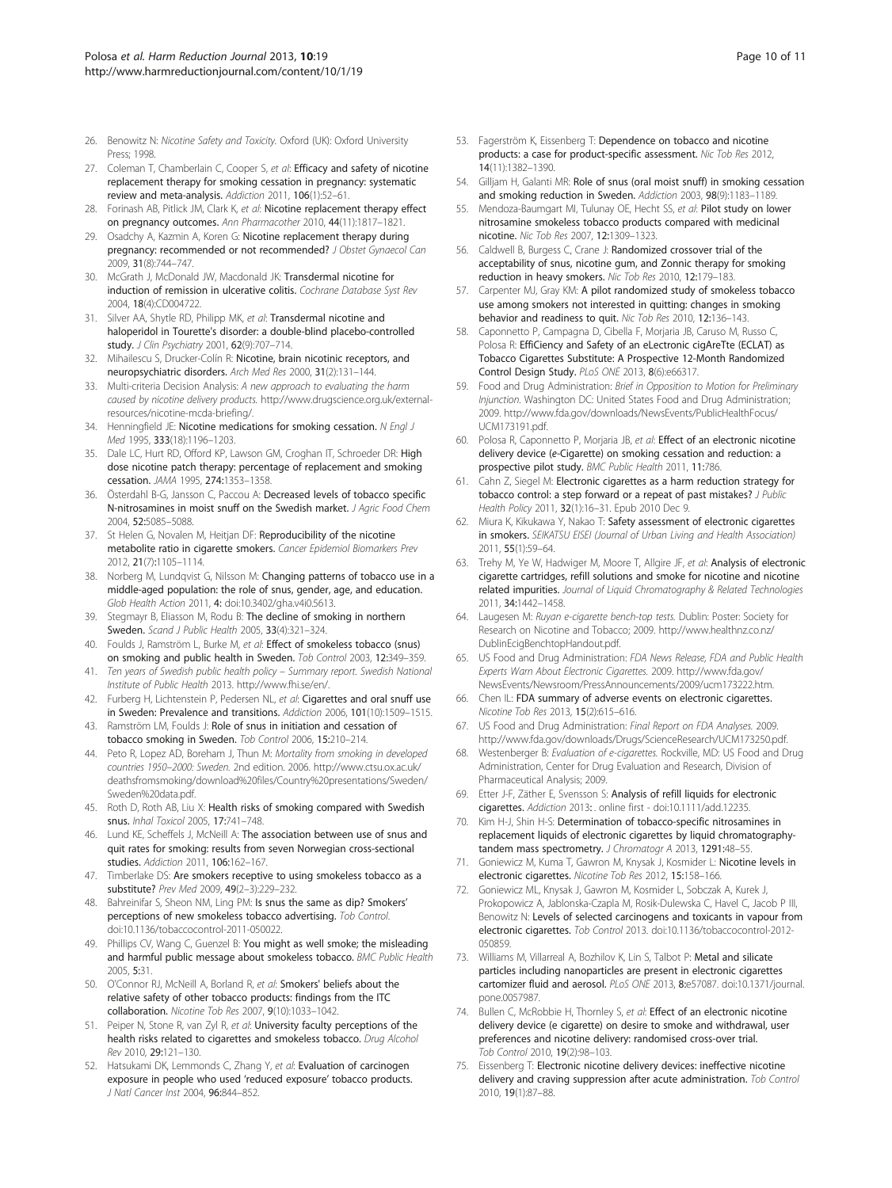26. Benowitz N: *Nicotine Safety and Toxicity.* Oxford (UK): Oxford University Press; 1998.
27. Coleman T, Chamberlain C, Cooper S, *et al*: **Efficacy and safety of nicotine replacement therapy for smoking cessation in pregnancy: systematic review and meta-analysis.** *Addiction* 2011, **106**(1):52–61.
28. Forinash AB, Pitlick JM, Clark K, *et al*: **Nicotine replacement therapy effect on pregnancy outcomes.** *Ann Pharmacother* 2010, **44**(11):1817–1821.
29. Osadchy A, Kazmin A, Koren G: **Nicotine replacement therapy during pregnancy: recommended or not recommended?** *J Obstet Gynaecol Can* 2009, **31**(8):744–747.
30. McGrath J, McDonald JW, Macdonald JK: **Transdermal nicotine for induction of remission in ulcerative colitis.** *Cochrane Database Syst Rev* 2004, **18**(4):CD004722.
31. Silver AA, Shytle RD, Philipp MK, *et al*: **Transdermal nicotine and haloperidol in Tourette's disorder: a double-blind placebo-controlled study.** *J Clin Psychiatry* 2001, **62**(9):707–714.
32. Mihailescu S, Drucker-Colín R: **Nicotine, brain nicotinic receptors, and neuropsychiatric disorders.** *Arch Med Res* 2000, **31**(2):131–144.
33. Multi-criteria Decision Analysis: *A new approach to evaluating the harm caused by nicotine delivery products.* http://www.drugscience.org.uk/external-resources/nicotine-mcda-briefing/.
34. Henningfield JE: **Nicotine medications for smoking cessation.** *N Engl J Med* 1995, **333**(18):1196–1203.
35. Dale LC, Hurt RD, Offord KP, Lawson GM, Croghan IT, Schroeder DR: **High dose nicotine patch therapy: percentage of replacement and smoking cessation.** *JAMA* 1995, **274**:1353–1358.
36. Österdahl B-G, Jansson C, Paccou A: **Decreased levels of tobacco specific N-nitrosamines in moist snuff on the Swedish market.** *J Agric Food Chem* 2004, **52**:5085–5088.
37. St Helen G, Novalen M, Heitjan DF: **Reproducibility of the nicotine metabolite ratio in cigarette smokers.** *Cancer Epidemiol Biomarkers Prev* 2012, **21**(7):1105–1114.
38. Norberg M, Lundqvist G, Nilsson M: **Changing patterns of tobacco use in a middle-aged population: the role of snus, gender, age, and education.** *Glob Health Action* 2011, **4**: doi:10.3402/gha.v4i0.5613.
39. Stegmayr B, Eliasson M, Rodu B: **The decline of smoking in northern Sweden.** *Scand J Public Health* 2005, **33**(4):321–324.
40. Foulds J, Ramström L, Burke M, *et al*: **Effect of smokeless tobacco (snus) on smoking and public health in Sweden.** *Tob Control* 2003, **12**:349–359.
41. *Ten years of Swedish public health policy – Summary report. Swedish National Institute of Public Health* 2013. http://www.fhi.se/en/.
42. Furberg H, Lichtenstein P, Pedersen NL, *et al*: **Cigarettes and oral snuff use in Sweden: Prevalence and transitions.** *Addiction* 2006, **101**(10):1509–1515.
43. Ramström LM, Foulds J: **Role of snus in initiation and cessation of tobacco smoking in Sweden.** *Tob Control* 2006, **15**:210–214.
44. Peto R, Lopez AD, Boreham J, Thun M: *Mortality from smoking in developed countries 1950–2000: Sweden.* 2nd edition. 2006. http://www.ctsu.ox.ac.uk/deathsfromsmoking/download%20files/Country%20presentations/Sweden/Sweden%20data.pdf.
45. Roth D, Roth AB, Liu X: **Health risks of smoking compared with Swedish snus.** *Inhal Toxicol* 2005, **17**:741–748.
46. Lund KE, Scheffels J, McNeill A: **The association between use of snus and quit rates for smoking: results from seven Norwegian cross-sectional studies.** *Addiction* 2011, **106**:162–167.
47. Timberlake DS: **Are smokers receptive to using smokeless tobacco as a substitute?** *Prev Med* 2009, **49**(2–3):229–232.
48. Bahreinifar S, Sheon NM, Ling PM: **Is snus the same as dip? Smokers' perceptions of new smokeless tobacco advertising.** *Tob Control.* doi:10.1136/tobaccocontrol-2011-050022.
49. Phillips CV, Wang C, Guenzel B: **You might as well smoke; the misleading and harmful public message about smokeless tobacco.** *BMC Public Health* 2005, **5**:31.
50. O'Connor RJ, McNeill A, Borland R, *et al*: **Smokers' beliefs about the relative safety of other tobacco products: findings from the ITC collaboration.** *Nicotine Tob Res* 2007, **9**(10):1033–1042.
51. Peiper N, Stone R, van Zyl R, *et al*: **University faculty perceptions of the health risks related to cigarettes and smokeless tobacco.** *Drug Alcohol Rev* 2010, **29**:121–130.
52. Hatsukami DK, Lemmonds C, Zhang Y, *et al*: **Evaluation of carcinogen exposure in people who used 'reduced exposure' tobacco products.** *J Natl Cancer Inst* 2004, **96**:844–852.
53. Fagerström K, Eissenberg T: **Dependence on tobacco and nicotine products: a case for product-specific assessment.** *Nic Tob Res* 2012, **14**(11):1382–1390.
54. Gilljam H, Galanti MR: **Role of snus (oral moist snuff) in smoking cessation and smoking reduction in Sweden.** *Addiction* 2003, **98**(9):1183–1189.
55. Mendoza-Baumgart MI, Tulunay OE, Hecht SS, *et al*: **Pilot study on lower nitrosamine smokeless tobacco products compared with medicinal nicotine.** *Nic Tob Res* 2007, **12**:1309–1323.
56. Caldwell B, Burgess C, Crane J: **Randomized crossover trial of the acceptability of snus, nicotine gum, and Zonnic therapy for smoking reduction in heavy smokers.** *Nic Tob Res* 2010, **12**:179–183.
57. Carpenter MJ, Gray KM: **A pilot randomized study of smokeless tobacco use among smokers not interested in quitting: changes in smoking behavior and readiness to quit.** *Nic Tob Res* 2010, **12**:136–143.
58. Caponnetto P, Campagna D, Cibella F, Morjaria JB, Caruso M, Russo C, Polosa R: **EffiCiency and Safety of an eLectronic cigAreTte (ECLAT) as Tobacco Cigarettes Substitute: A Prospective 12-Month Randomized Control Design Study.** *PLoS ONE* 2013, **8**(6):e66317.
59. Food and Drug Administration: *Brief in Opposition to Motion for Preliminary Injunction.* Washington DC: United States Food and Drug Administration; 2009. http://www.fda.gov/downloads/NewsEvents/PublicHealthFocus/UCM173191.pdf.
60. Polosa R, Caponnetto P, Morjaria JB, *et al*: **Effect of an electronic nicotine delivery device (e-Cigarette) on smoking cessation and reduction: a prospective pilot study.** *BMC Public Health* 2011, **11**:786.
61. Cahn Z, Siegel M: **Electronic cigarettes as a harm reduction strategy for tobacco control: a step forward or a repeat of past mistakes?** *J Public Health Policy* 2011, **32**(1):16–31. Epub 2010 Dec 9.
62. Miura K, Kikukawa Y, Nakao T: **Safety assessment of electronic cigarettes in smokers.** *SEIKATSU EISEI (Journal of Urban Living and Health Association)* 2011, **55**(1):59–64.
63. Trehy M, Ye W, Hadwiger M, Moore T, Allgire JF, *et al*: **Analysis of electronic cigarette cartridges, refill solutions and smoke for nicotine and nicotine related impurities.** *Journal of Liquid Chromatography & Related Technologies* 2011, **34**:1442–1458.
64. Laugesen M: *Ruyan e-cigarette bench-top tests.* Dublin: Poster: Society for Research on Nicotine and Tobacco; 2009. http://www.healthnz.co.nz/DublinEcigBenchtopHandout.pdf.
65. US Food and Drug Administration: *FDA News Release, FDA and Public Health Experts Warn About Electronic Cigarettes.* 2009. http://www.fda.gov/NewsEvents/Newsroom/PressAnnouncements/2009/ucm173222.htm.
66. Chen IL: **FDA summary of adverse events on electronic cigarettes.** *Nicotine Tob Res* 2013, **15**(2):615–616.
67. US Food and Drug Administration: *Final Report on FDA Analyses.* 2009. http://www.fda.gov/downloads/Drugs/ScienceResearch/UCM173250.pdf.
68. Westenberger B: *Evaluation of e-cigarettes.* Rockville, MD: US Food and Drug Administration, Center for Drug Evaluation and Research, Division of Pharmaceutical Analysis; 2009.
69. Etter J-F, Zäther E, Svensson S: **Analysis of refill liquids for electronic cigarettes.** *Addiction* 2013: . online first - doi:10.1111/add.12235.
70. Kim H-J, Shin H-S: **Determination of tobacco-specific nitrosamines in replacement liquids of electronic cigarettes by liquid chromatography-tandem mass spectrometry.** *J Chromatogr A* 2013, **1291**:48–55.
71. Goniewicz M, Kuma T, Gawron M, Knysak J, Kosmider L: **Nicotine levels in electronic cigarettes.** *Nicotine Tob Res* 2012, **15**:158–166.
72. Goniewicz ML, Knysak J, Gawron M, Kosmider L, Sobczak A, Kurek J, Prokopowicz A, Jablonska-Czapla M, Rosik-Dulewska C, Havel C, Jacob P III, Benowitz N: **Levels of selected carcinogens and toxicants in vapour from electronic cigarettes.** *Tob Control* 2013. doi:10.1136/tobaccocontrol-2012-050859.
73. Williams M, Villarreal A, Bozhilov K, Lin S, Talbot P: **Metal and silicate particles including nanoparticles are present in electronic cigarettes cartomizer fluid and aerosol.** *PLoS ONE* 2013, **8**:e57087. doi:10.1371/journal.pone.0057987.
74. Bullen C, McRobbie H, Thornley S, *et al*: **Effect of an electronic nicotine delivery device (e cigarette) on desire to smoke and withdrawal, user preferences and nicotine delivery: randomised cross-over trial.** *Tob Control* 2010, **19**(2):98–103.
75. Eissenberg T: **Electronic nicotine delivery devices: ineffective nicotine delivery and craving suppression after acute administration.** *Tob Control* 2010, **19**(1):87–88.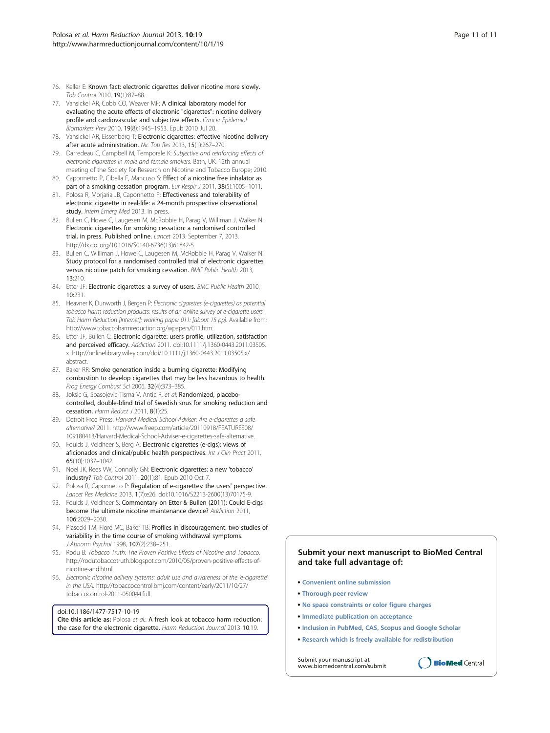76. Keller E: **Known fact: electronic cigarettes deliver nicotine more slowly.** *Tob Control* 2010, **19**(1):87–88.
77. Vansickel AR, Cobb CO, Weaver MF: **A clinical laboratory model for evaluating the acute effects of electronic "cigarettes": nicotine delivery profile and cardiovascular and subjective effects.** *Cancer Epidemiol Biomarkers Prev* 2010, **19**(8):1945–1953. Epub 2010 Jul 20.
78. Vansickel AR, Eissenberg T: **Electronic cigarettes: effective nicotine delivery after acute administration.** *Nic Tob Res* 2013, **15**(1):267–270.
79. Darredeau C, Campbell M, Temporale K: *Subjective and reinforcing effects of electronic cigarettes in male and female smokers.* Bath, UK: 12th annual meeting of the Society for Research on Nicotine and Tobacco Europe; 2010.
80. Caponnetto P, Cibella F, Mancuso S: **Effect of a nicotine free inhalator as part of a smoking cessation program.** *Eur Respir J* 2011, **38**(5):1005–1011.
81. Polosa R, Morjaria JB, Caponnetto P: **Effectiveness and tolerability of electronic cigarette in real-life: a 24-month prospective observational study.** *Intern Emerg Med* 2013. in press.
82. Bullen C, Howe C, Laugesen M, McRobbie H, Parag V, Williman J, Walker N: **Electronic cigarettes for smoking cessation: a randomised controlled trial, in press. Published online.** *Lancet* 2013. September 7, 2013. http://dx.doi.org/10.1016/S0140-6736(13)61842-5.
83. Bullen C, Williman J, Howe C, Laugesen M, McRobbie H, Parag V, Walker N: **Study protocol for a randomised controlled trial of electronic cigarettes versus nicotine patch for smoking cessation.** *BMC Public Health* 2013, **13:**210.
84. Etter JF: **Electronic cigarettes: a survey of users.** *BMC Public Health* 2010, **10:**231.
85. Heavner K, Dunworth J, Bergen P: *Electronic cigarettes (e-cigarettes) as potential tobacco harm reduction products: results of an online survey of e-cigarette users. Tob Harm Reduction [Internet]; working paper 011: [about 15 pp].* Available from: http://www.tobaccoharmreduction.org/wpapers/011.htm.
86. Etter JF, Bullen C: **Electronic cigarette: users profile, utilization, satisfaction and perceived efficacy.** *Addiction* 2011. doi:10.1111/j.1360-0443.2011.03505.x. http://onlinelibrary.wiley.com/doi/10.1111/j.1360-0443.2011.03505.x/abstract.
87. Baker RR: **Smoke generation inside a burning cigarette: Modifying combustion to develop cigarettes that may be less hazardous to health.** *Prog Energy Combust Sci* 2006, **32**(4):373–385.
88. Joksic G, Spasojevic-Tisma V, Antic R, *et al*: **Randomized, placebo-controlled, double-blind trial of Swedish snus for smoking reduction and cessation.** *Harm Reduct J* 2011, **8**(1):25.
89. Detroit Free Press: *Harvard Medical School Adviser: Are e-cigarettes a safe alternative?* 2011. http://www.freep.com/article/20110918/FEATURES08/109180413/Harvard-Medical-School-Adviser-e-cigarettes-safe-alternative.
90. Foulds J, Veldheer S, Berg A: **Electronic cigarettes (e-cigs): views of aficionados and clinical/public health perspectives.** *Int J Clin Pract* 2011, **65**(10):1037–1042.
91. Noel JK, Rees VW, Connolly GN: **Electronic cigarettes: a new 'tobacco' industry?** *Tob Control* 2011, **20**(1):81. Epub 2010 Oct 7.
92. Polosa R, Caponnetto P: **Regulation of e-cigarettes: the users' perspective.** *Lancet Res Medicine* 2013, **1**(7):e26. doi:10.1016/S2213-2600(13)70175-9.
93. Foulds J, Veldheer S: **Commentary on Etter & Bullen (2011): Could E-cigs become the ultimate nicotine maintenance device?** *Addiction* 2011, **106:**2029–2030.
94. Piasecki TM, Fiore MC, Baker TB: **Profiles in discouragement: two studies of variability in the time course of smoking withdrawal symptoms.** *J Abnorm Psychol* 1998, **107**(2):238–251.
95. Rodu B: *Tobacco Truth: The Proven Positive Effects of Nicotine and Tobacco.* http://rodutobaccotruth.blogspot.com/2010/05/proven-positive-effects-of-nicotine-and.html.
96. *Electronic nicotine delivery systems: adult use and awareness of the 'e-cigarette' in the USA.* http://tobaccocontrol.bmj.com/content/early/2011/10/27/tobaccocontrol-2011-050044.full.

doi:10.1186/1477-7517-10-19

**Cite this article as:** Polosa *et al.*: A fresh look at tobacco harm reduction: the case for the electronic cigarette. *Harm Reduction Journal* 2013 **10**:19.